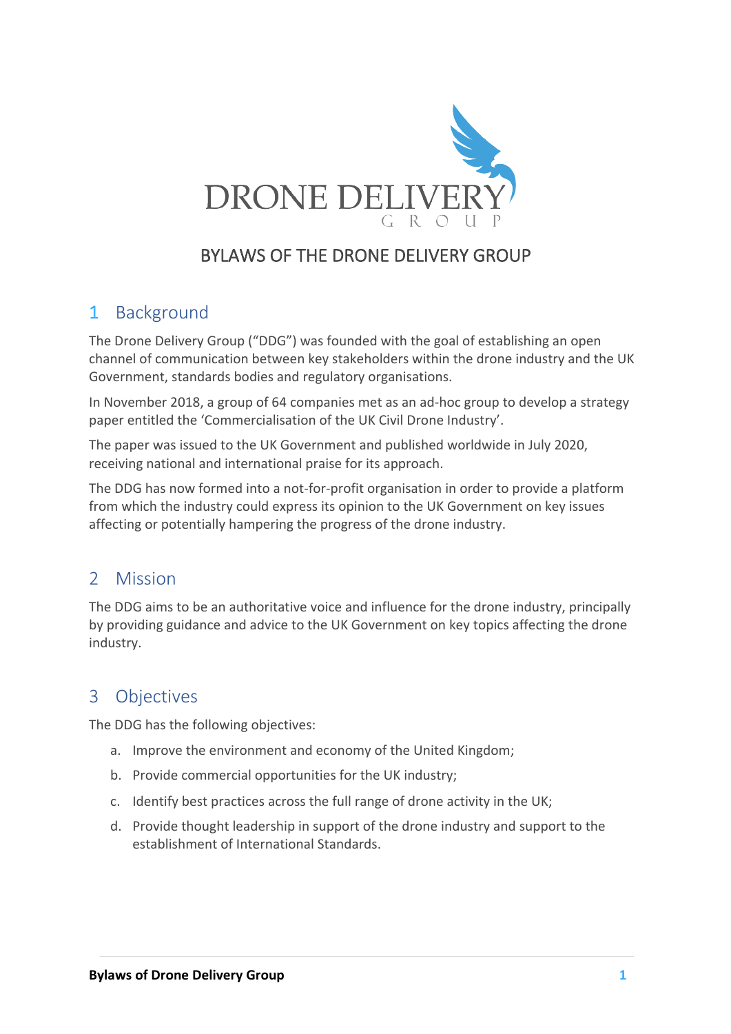# BYLAWS OF THE DRONE DELIVERY GROUP

## 1 Background

The Drone Delivery Group ("DDG") was founded with the goal of establishing an open channel of communication between key stakeholders within the drone industry and the UK Government, standards bodies and regulatory organisations.

In November 2018, a group of 64 companies met as an ad-hoc group to develop a strategy paper entitled the 'Commercialisation of the UK Civil Drone Industry'.

The paper was issued to the UK Government and published worldwide in July 2020, receiving national and international praise for its approach.

The DDG has now formed into a not-for-profit organisation in order to provide a platform from which the industry could express its opinion to the UK Government on key issues affecting or potentially hampering the progress of the drone industry.

## 2 Mission

The DDG aims to be an authoritative voice and influence for the drone industry, principally by providing guidance and advice to the UK Government on key topics affecting the drone industry.

## 3 Objectives

The DDG has the following objectives:

a. Improve the environment and economy of the United Kingdom;

b. Provide commercial opportunities for the UK industry;

c. Identify best practices across the full range of drone activity in the UK;

d. Provide thought leadership in support of the drone industry and support to the establishment of International Standards.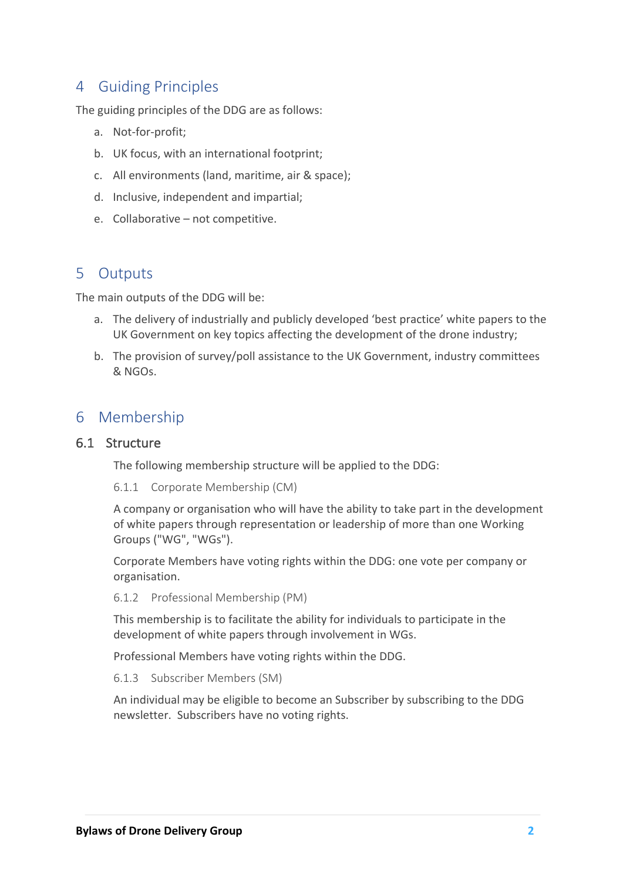# 4 Guiding Principles

The guiding principles of the DDG are as follows:

a. Not-for-profit;

b. UK focus, with an international footprint;

c. All environments (land, maritime, air & space);

d. Inclusive, independent and impartial;

e. Collaborative – not competitive.

# 5 Outputs

The main outputs of the DDG will be:

a. The delivery of industrially and publicly developed 'best practice' white papers to the UK Government on key topics affecting the development of the drone industry;

b. The provision of survey/poll assistance to the UK Government, industry committees & NGOs.

# 6 Membership

## 6.1 Structure

The following membership structure will be applied to the DDG:

### 6.1.1 Corporate Membership (CM)

A company or organisation who will have the ability to take part in the development of white papers through representation or leadership of more than one Working Groups ("WG", "WGs").

Corporate Members have voting rights within the DDG: one vote per company or organisation.

### 6.1.2 Professional Membership (PM)

This membership is to facilitate the ability for individuals to participate in the development of white papers through involvement in WGs.

Professional Members have voting rights within the DDG.

### 6.1.3 Subscriber Members (SM)

An individual may be eligible to become an Subscriber by subscribing to the DDG newsletter. Subscribers have no voting rights.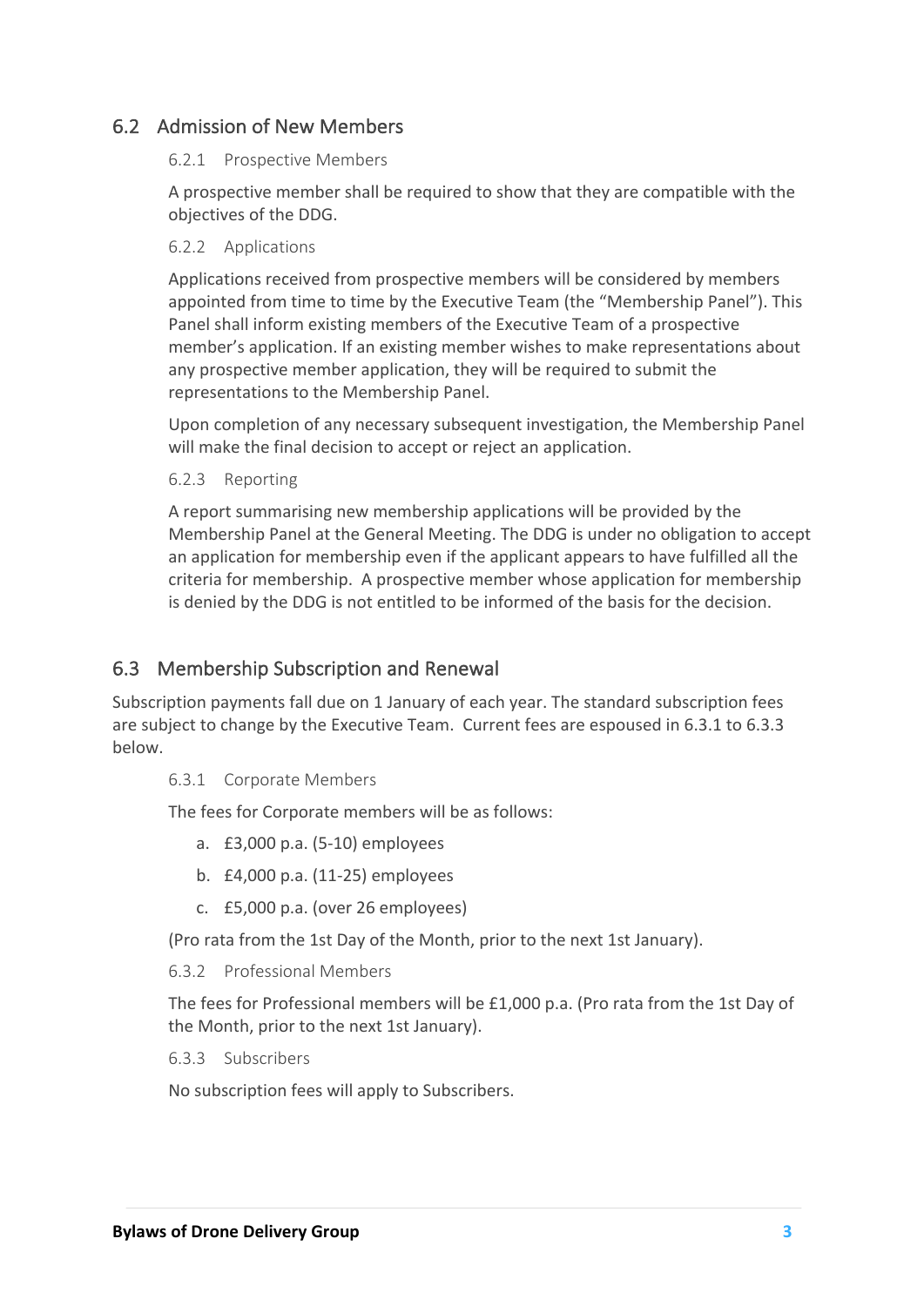## 6.2 Admission of New Members

### 6.2.1 Prospective Members

A prospective member shall be required to show that they are compatible with the objectives of the DDG.

### 6.2.2 Applications

Applications received from prospective members will be considered by members appointed from time to time by the Executive Team (the "Membership Panel"). This Panel shall inform existing members of the Executive Team of a prospective member's application. If an existing member wishes to make representations about any prospective member application, they will be required to submit the representations to the Membership Panel.

Upon completion of any necessary subsequent investigation, the Membership Panel will make the final decision to accept or reject an application.

### 6.2.3 Reporting

A report summarising new membership applications will be provided by the Membership Panel at the General Meeting. The DDG is under no obligation to accept an application for membership even if the applicant appears to have fulfilled all the criteria for membership. A prospective member whose application for membership is denied by the DDG is not entitled to be informed of the basis for the decision.

## 6.3 Membership Subscription and Renewal

Subscription payments fall due on 1 January of each year. The standard subscription fees are subject to change by the Executive Team. Current fees are espoused in 6.3.1 to 6.3.3 below.

### 6.3.1 Corporate Members

The fees for Corporate members will be as follows:

a. £3,000 p.a. (5-10) employees

b. £4,000 p.a. (11-25) employees

c. £5,000 p.a. (over 26 employees)

(Pro rata from the 1st Day of the Month, prior to the next 1st January).

### 6.3.2 Professional Members

The fees for Professional members will be £1,000 p.a. (Pro rata from the 1st Day of the Month, prior to the next 1st January).

### 6.3.3 Subscribers

No subscription fees will apply to Subscribers.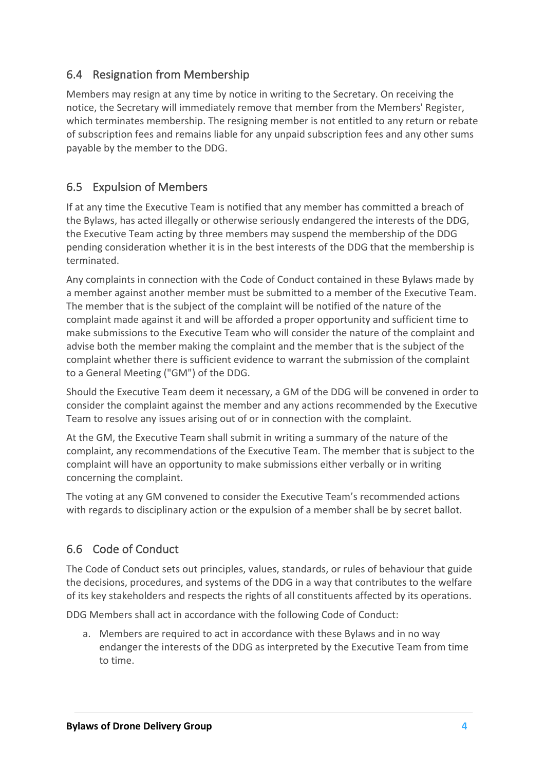### 6.4 Resignation from Membership

Members may resign at any time by notice in writing to the Secretary. On receiving the notice, the Secretary will immediately remove that member from the Members' Register, which terminates membership. The resigning member is not entitled to any return or rebate of subscription fees and remains liable for any unpaid subscription fees and any other sums payable by the member to the DDG.

### 6.5 Expulsion of Members

If at any time the Executive Team is notified that any member has committed a breach of the Bylaws, has acted illegally or otherwise seriously endangered the interests of the DDG, the Executive Team acting by three members may suspend the membership of the DDG pending consideration whether it is in the best interests of the DDG that the membership is terminated.

Any complaints in connection with the Code of Conduct contained in these Bylaws made by a member against another member must be submitted to a member of the Executive Team. The member that is the subject of the complaint will be notified of the nature of the complaint made against it and will be afforded a proper opportunity and sufficient time to make submissions to the Executive Team who will consider the nature of the complaint and advise both the member making the complaint and the member that is the subject of the complaint whether there is sufficient evidence to warrant the submission of the complaint to a General Meeting ("GM") of the DDG.

Should the Executive Team deem it necessary, a GM of the DDG will be convened in order to consider the complaint against the member and any actions recommended by the Executive Team to resolve any issues arising out of or in connection with the complaint.

At the GM, the Executive Team shall submit in writing a summary of the nature of the complaint, any recommendations of the Executive Team. The member that is subject to the complaint will have an opportunity to make submissions either verbally or in writing concerning the complaint.

The voting at any GM convened to consider the Executive Team's recommended actions with regards to disciplinary action or the expulsion of a member shall be by secret ballot.

### 6.6 Code of Conduct

The Code of Conduct sets out principles, values, standards, or rules of behaviour that guide the decisions, procedures, and systems of the DDG in a way that contributes to the welfare of its key stakeholders and respects the rights of all constituents affected by its operations.

DDG Members shall act in accordance with the following Code of Conduct:

a. Members are required to act in accordance with these Bylaws and in no way endanger the interests of the DDG as interpreted by the Executive Team from time to time.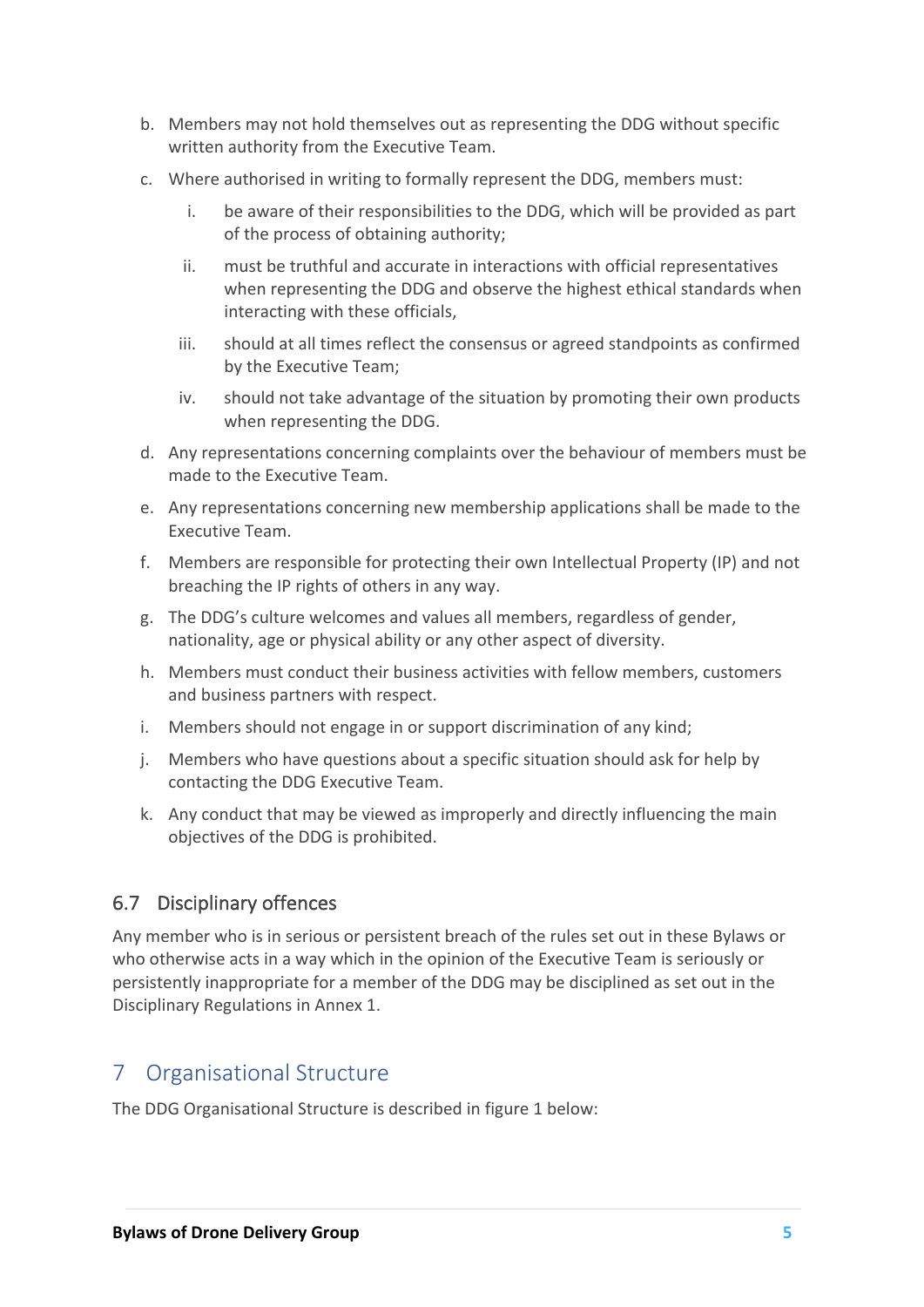b. Members may not hold themselves out as representing the DDG without specific written authority from the Executive Team.

c. Where authorised in writing to formally represent the DDG, members must:

   i. be aware of their responsibilities to the DDG, which will be provided as part of the process of obtaining authority;

   ii. must be truthful and accurate in interactions with official representatives when representing the DDG and observe the highest ethical standards when interacting with these officials,

   iii. should at all times reflect the consensus or agreed standpoints as confirmed by the Executive Team;

   iv. should not take advantage of the situation by promoting their own products when representing the DDG.

d. Any representations concerning complaints over the behaviour of members must be made to the Executive Team.

e. Any representations concerning new membership applications shall be made to the Executive Team.

f. Members are responsible for protecting their own Intellectual Property (IP) and not breaching the IP rights of others in any way.

g. The DDG's culture welcomes and values all members, regardless of gender, nationality, age or physical ability or any other aspect of diversity.

h. Members must conduct their business activities with fellow members, customers and business partners with respect.

i. Members should not engage in or support discrimination of any kind;

j. Members who have questions about a specific situation should ask for help by contacting the DDG Executive Team.

k. Any conduct that may be viewed as improperly and directly influencing the main objectives of the DDG is prohibited.

### 6.7 Disciplinary offences

Any member who is in serious or persistent breach of the rules set out in these Bylaws or who otherwise acts in a way which in the opinion of the Executive Team is seriously or persistently inappropriate for a member of the DDG may be disciplined as set out in the Disciplinary Regulations in Annex 1.

## 7 Organisational Structure

The DDG Organisational Structure is described in figure 1 below: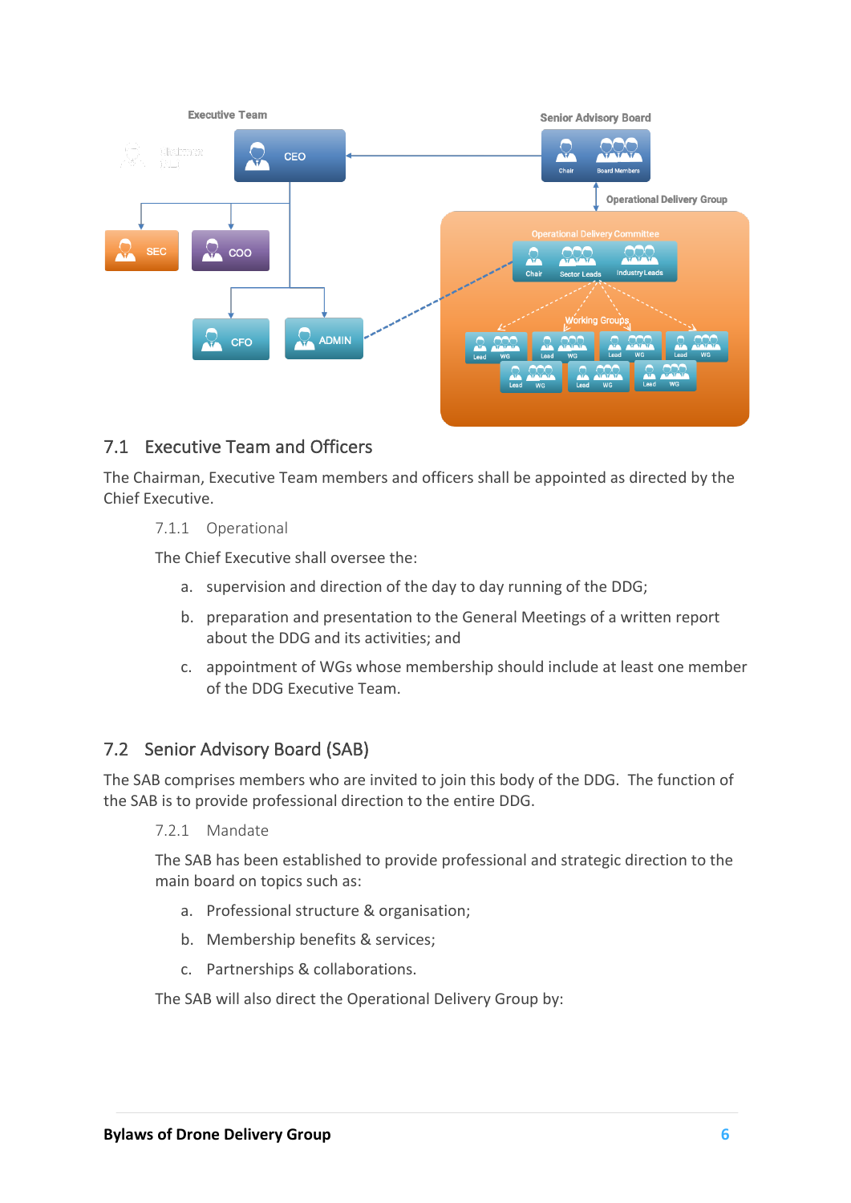## 7.1 Executive Team and Officers

The Chairman, Executive Team members and officers shall be appointed as directed by the Chief Executive.

### 7.1.1 Operational

The Chief Executive shall oversee the:

a. supervision and direction of the day to day running of the DDG;

b. preparation and presentation to the General Meetings of a written report about the DDG and its activities; and

c. appointment of WGs whose membership should include at least one member of the DDG Executive Team.

## 7.2 Senior Advisory Board (SAB)

The SAB comprises members who are invited to join this body of the DDG. The function of the SAB is to provide professional direction to the entire DDG.

### 7.2.1 Mandate

The SAB has been established to provide professional and strategic direction to the main board on topics such as:

a. Professional structure & organisation;

b. Membership benefits & services;

c. Partnerships & collaborations.

The SAB will also direct the Operational Delivery Group by: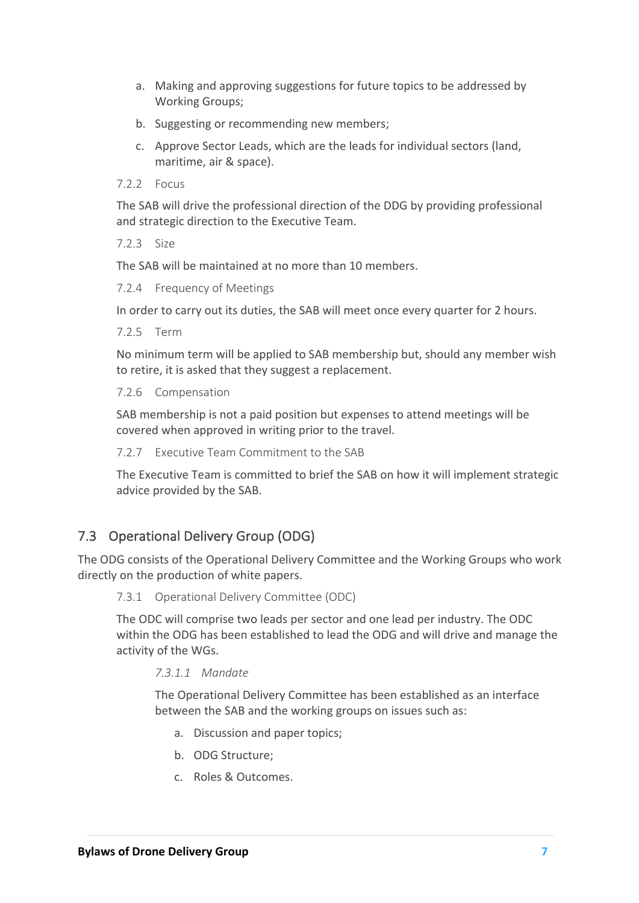a. Making and approving suggestions for future topics to be addressed by Working Groups;

b. Suggesting or recommending new members;

c. Approve Sector Leads, which are the leads for individual sectors (land, maritime, air & space).

#### 7.2.2 Focus

The SAB will drive the professional direction of the DDG by providing professional and strategic direction to the Executive Team.

#### 7.2.3 Size

The SAB will be maintained at no more than 10 members.

#### 7.2.4 Frequency of Meetings

In order to carry out its duties, the SAB will meet once every quarter for 2 hours.

#### 7.2.5 Term

No minimum term will be applied to SAB membership but, should any member wish to retire, it is asked that they suggest a replacement.

#### 7.2.6 Compensation

SAB membership is not a paid position but expenses to attend meetings will be covered when approved in writing prior to the travel.

#### 7.2.7 Executive Team Commitment to the SAB

The Executive Team is committed to brief the SAB on how it will implement strategic advice provided by the SAB.

## 7.3 Operational Delivery Group (ODG)

The ODG consists of the Operational Delivery Committee and the Working Groups who work directly on the production of white papers.

#### 7.3.1 Operational Delivery Committee (ODC)

The ODC will comprise two leads per sector and one lead per industry. The ODC within the ODG has been established to lead the ODG and will drive and manage the activity of the WGs.

##### *7.3.1.1 Mandate*

The Operational Delivery Committee has been established as an interface between the SAB and the working groups on issues such as:

a. Discussion and paper topics;

b. ODG Structure;

c. Roles & Outcomes.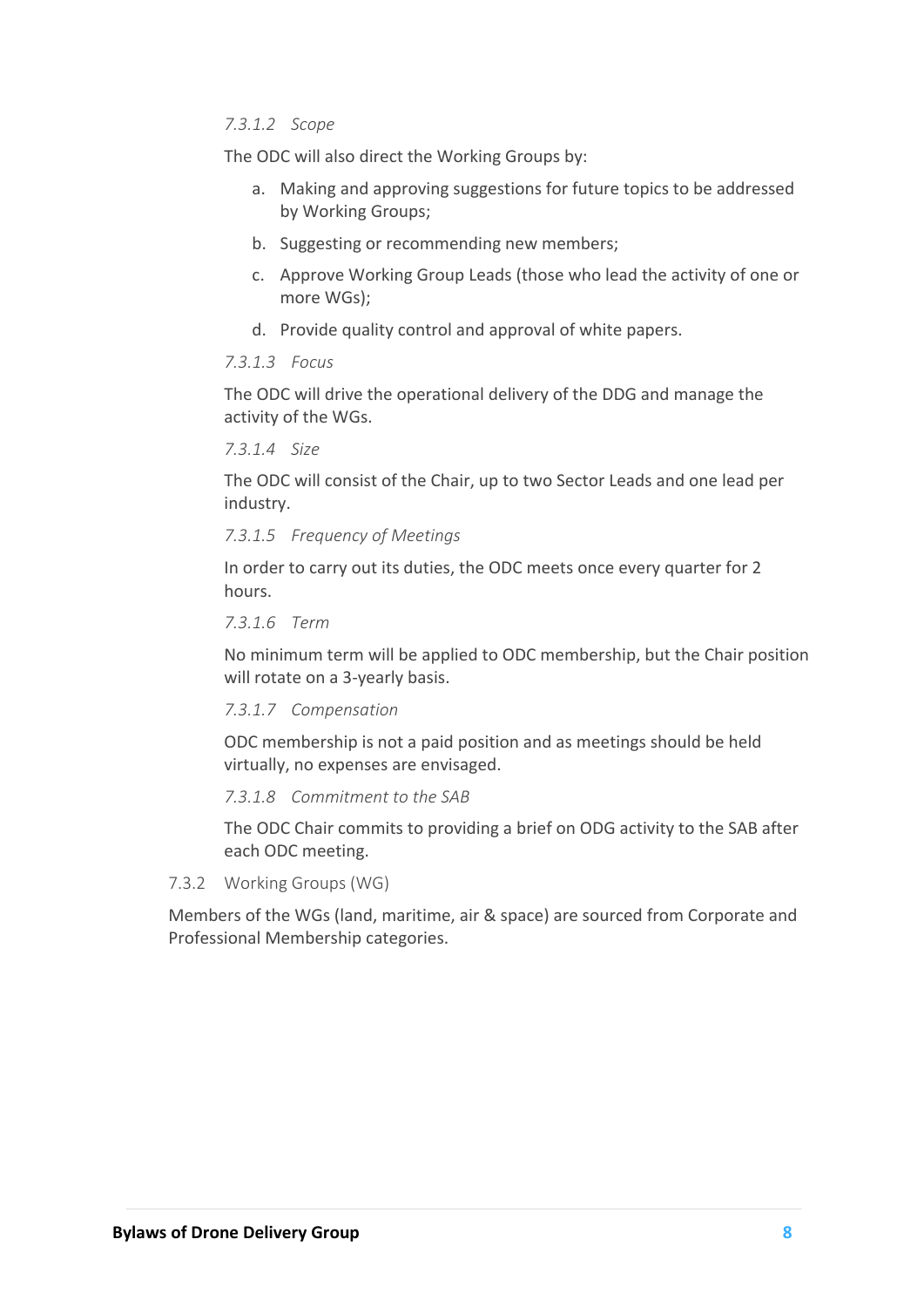##### 7.3.1.2 *Scope*

The ODC will also direct the Working Groups by:

a. Making and approving suggestions for future topics to be addressed by Working Groups;

b. Suggesting or recommending new members;

c. Approve Working Group Leads (those who lead the activity of one or more WGs);

d. Provide quality control and approval of white papers.

##### 7.3.1.3 *Focus*

The ODC will drive the operational delivery of the DDG and manage the activity of the WGs.

##### 7.3.1.4 *Size*

The ODC will consist of the Chair, up to two Sector Leads and one lead per industry.

##### 7.3.1.5 *Frequency of Meetings*

In order to carry out its duties, the ODC meets once every quarter for 2 hours.

##### 7.3.1.6 *Term*

No minimum term will be applied to ODC membership, but the Chair position will rotate on a 3-yearly basis.

##### 7.3.1.7 *Compensation*

ODC membership is not a paid position and as meetings should be held virtually, no expenses are envisaged.

##### 7.3.1.8 *Commitment to the SAB*

The ODC Chair commits to providing a brief on ODG activity to the SAB after each ODC meeting.

#### 7.3.2 Working Groups (WG)

Members of the WGs (land, maritime, air & space) are sourced from Corporate and Professional Membership categories.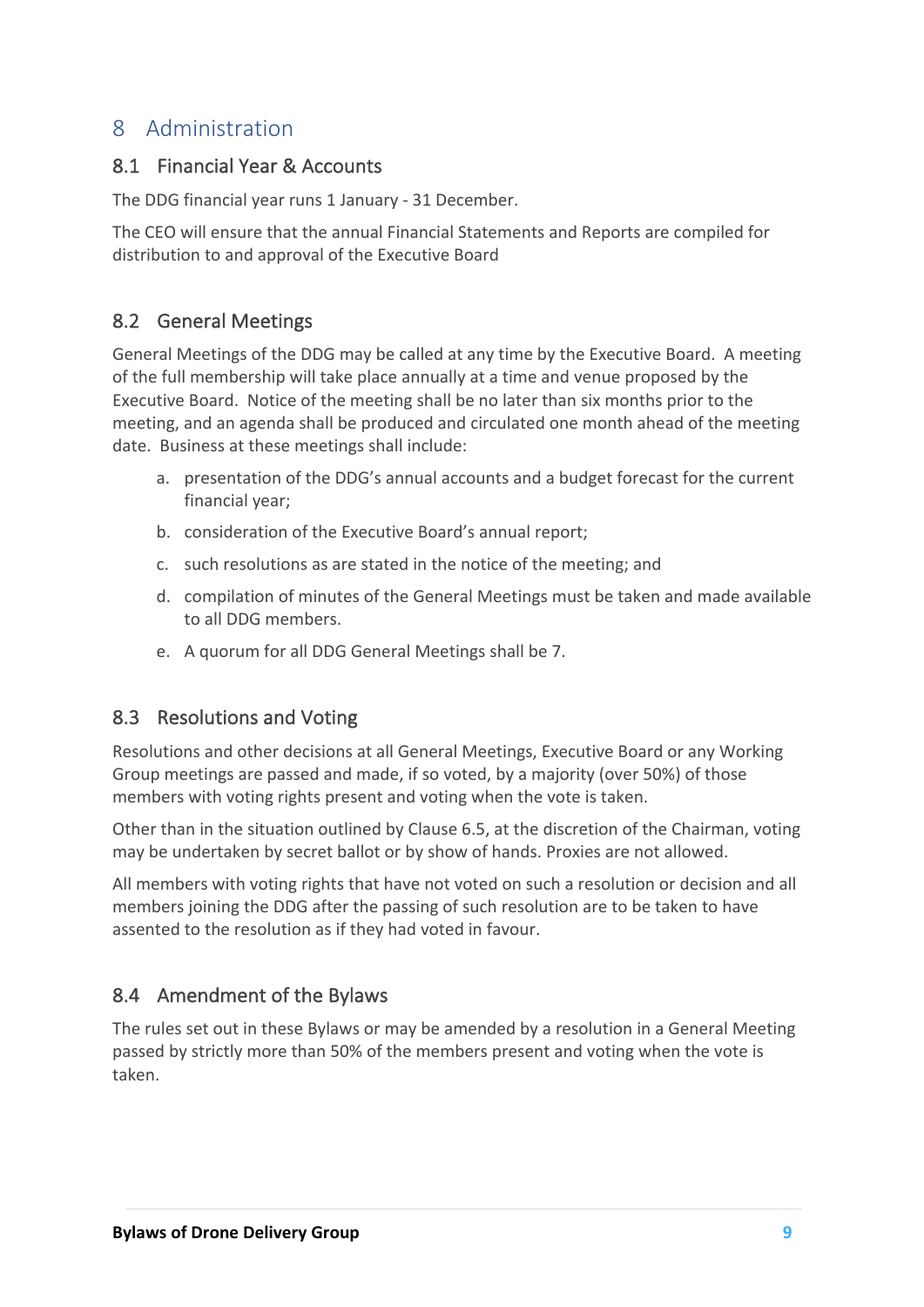# 8 Administration

## 8.1 Financial Year & Accounts

The DDG financial year runs 1 January - 31 December.

The CEO will ensure that the annual Financial Statements and Reports are compiled for distribution to and approval of the Executive Board

## 8.2 General Meetings

General Meetings of the DDG may be called at any time by the Executive Board. A meeting of the full membership will take place annually at a time and venue proposed by the Executive Board. Notice of the meeting shall be no later than six months prior to the meeting, and an agenda shall be produced and circulated one month ahead of the meeting date. Business at these meetings shall include:

a. presentation of the DDG's annual accounts and a budget forecast for the current financial year;

b. consideration of the Executive Board's annual report;

c. such resolutions as are stated in the notice of the meeting; and

d. compilation of minutes of the General Meetings must be taken and made available to all DDG members.

e. A quorum for all DDG General Meetings shall be 7.

## 8.3 Resolutions and Voting

Resolutions and other decisions at all General Meetings, Executive Board or any Working Group meetings are passed and made, if so voted, by a majority (over 50%) of those members with voting rights present and voting when the vote is taken.

Other than in the situation outlined by Clause 6.5, at the discretion of the Chairman, voting may be undertaken by secret ballot or by show of hands. Proxies are not allowed.

All members with voting rights that have not voted on such a resolution or decision and all members joining the DDG after the passing of such resolution are to be taken to have assented to the resolution as if they had voted in favour.

## 8.4 Amendment of the Bylaws

The rules set out in these Bylaws or may be amended by a resolution in a General Meeting passed by strictly more than 50% of the members present and voting when the vote is taken.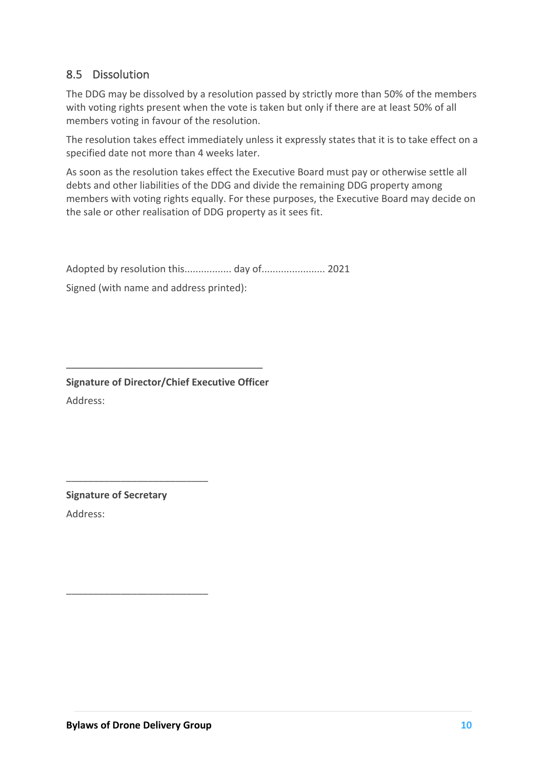## 8.5 Dissolution

The DDG may be dissolved by a resolution passed by strictly more than 50% of the members with voting rights present when the vote is taken but only if there are at least 50% of all members voting in favour of the resolution.

The resolution takes effect immediately unless it expressly states that it is to take effect on a specified date not more than 4 weeks later.

As soon as the resolution takes effect the Executive Board must pay or otherwise settle all debts and other liabilities of the DDG and divide the remaining DDG property among members with voting rights equally. For these purposes, the Executive Board may decide on the sale or other realisation of DDG property as it sees fit.

Adopted by resolution this................. day of....................... 2021

Signed (with name and address printed):

_____________________________________

**Signature of Director/Chief Executive Officer**

Address:

__________________________

**Signature of Secretary**

Address:

__________________________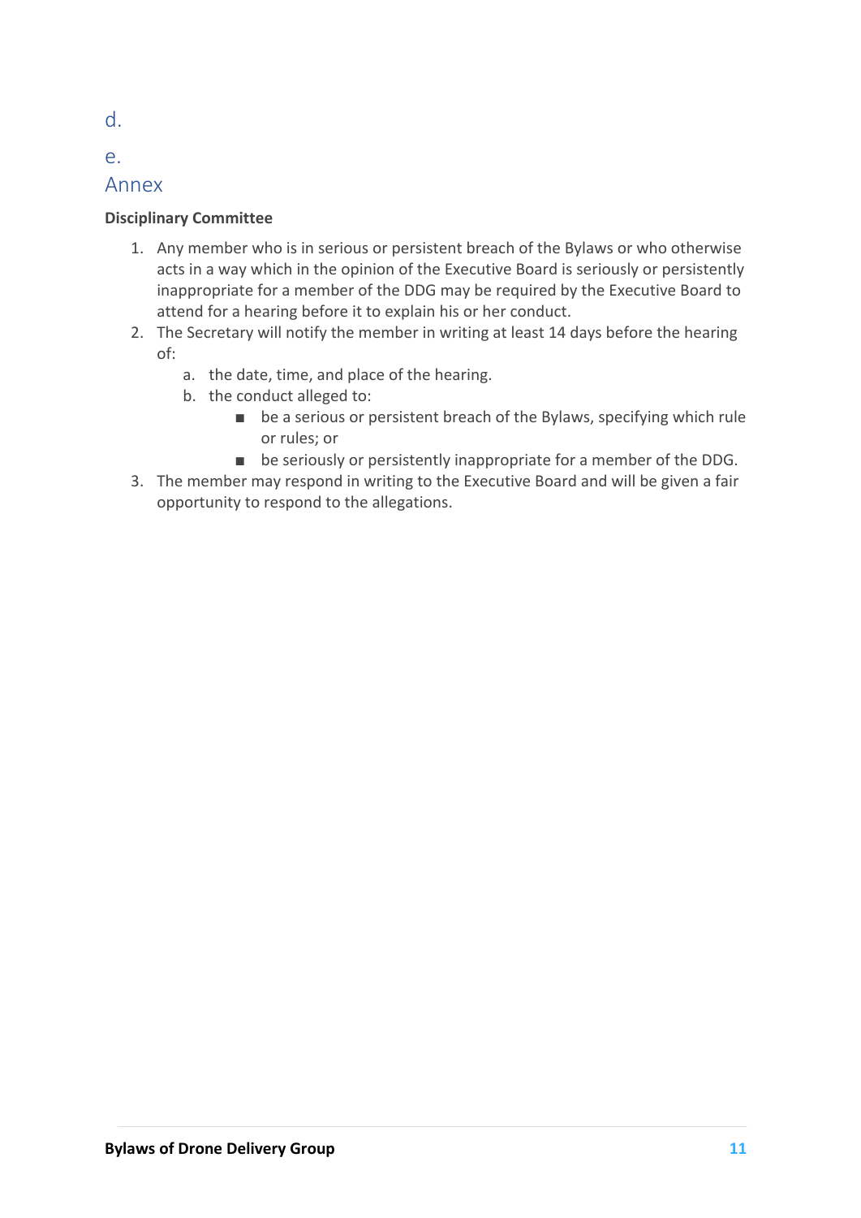## d.

## e.

## Annex

**Disciplinary Committee**

1. Any member who is in serious or persistent breach of the Bylaws or who otherwise acts in a way which in the opinion of the Executive Board is seriously or persistently inappropriate for a member of the DDG may be required by the Executive Board to attend for a hearing before it to explain his or her conduct.
2. The Secretary will notify the member in writing at least 14 days before the hearing of:
    a. the date, time, and place of the hearing.
    b. the conduct alleged to:
        - be a serious or persistent breach of the Bylaws, specifying which rule or rules; or
        - be seriously or persistently inappropriate for a member of the DDG.
3. The member may respond in writing to the Executive Board and will be given a fair opportunity to respond to the allegations.